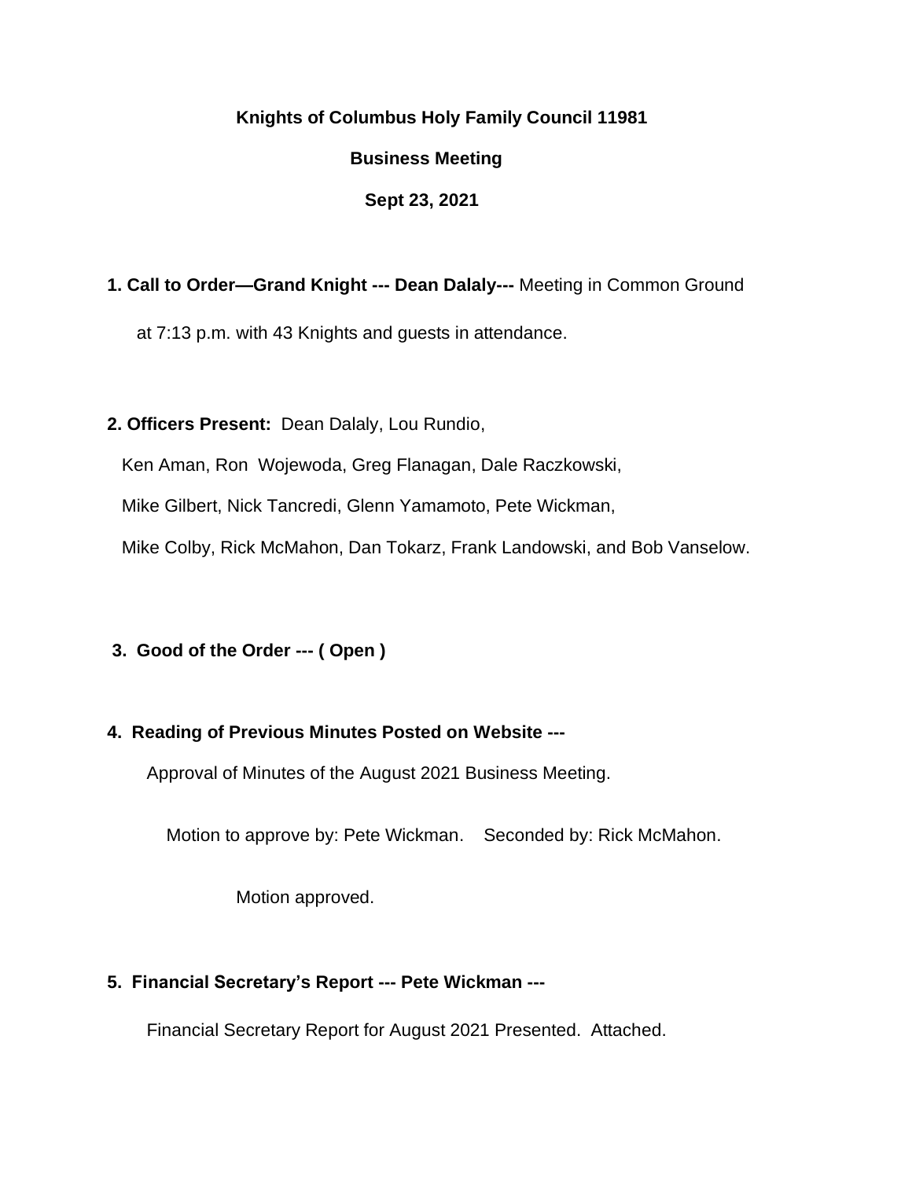**Knights of Columbus Holy Family Council 11981**

**Business Meeting**

**Sept 23, 2021**

**1. Call to Order—Grand Knight --- Dean Dalaly---** Meeting in Common Ground at 7:13 p.m. with 43 Knights and guests in attendance.

**2. Officers Present:** Dean Dalaly, Lou Rundio, Ken Aman, Ron Wojewoda, Greg Flanagan, Dale Raczkowski, Mike Gilbert, Nick Tancredi, Glenn Yamamoto, Pete Wickman, Mike Colby, Rick McMahon, Dan Tokarz, Frank Landowski, and Bob Vanselow.

**3. Good of the Order --- ( Open )**

**4. Reading of Previous Minutes Posted on Website ---**

Approval of Minutes of the August 2021 Business Meeting.

Motion to approve by: Pete Wickman. Seconded by: Rick McMahon.

Motion approved.

**5. Financial Secretary's Report --- Pete Wickman ---**

Financial Secretary Report for August 2021 Presented. Attached.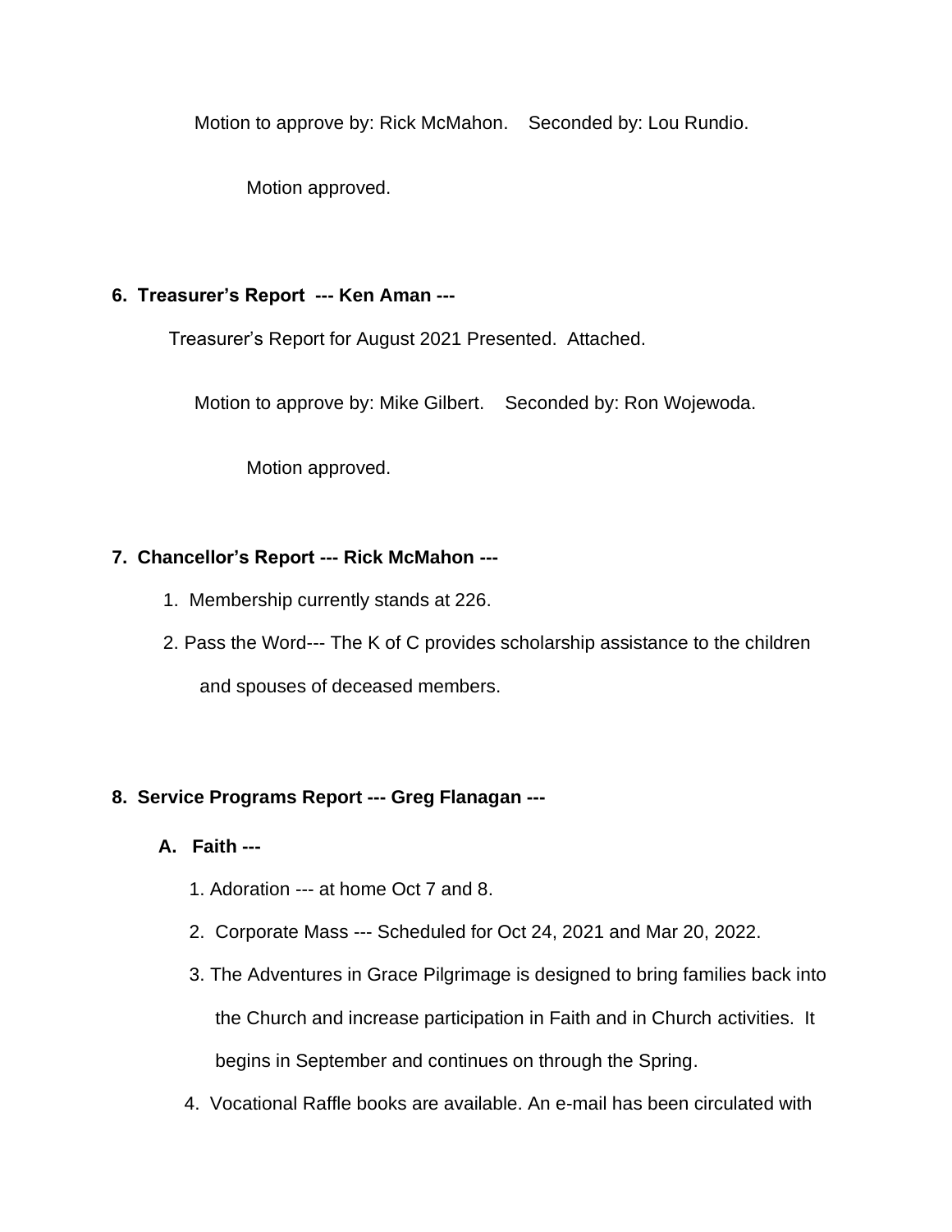Motion to approve by: Rick McMahon.    Seconded by: Lou Rundio.

Motion approved.

**6. Treasurer's Report --- Ken Aman ---**

Treasurer's Report for August 2021 Presented. Attached.

Motion to approve by: Mike Gilbert.    Seconded by: Ron Wojewoda.

Motion approved.

**7. Chancellor's Report --- Rick McMahon ---**

1. Membership currently stands at 226.
2. Pass the Word--- The K of C provides scholarship assistance to the children and spouses of deceased members.

**8. Service Programs Report --- Greg Flanagan ---**

**A. Faith ---**

1. Adoration --- at home Oct 7 and 8.
2. Corporate Mass --- Scheduled for Oct 24, 2021 and Mar 20, 2022.
3. The Adventures in Grace Pilgrimage is designed to bring families back into the Church and increase participation in Faith and in Church activities. It begins in September and continues on through the Spring.
4. Vocational Raffle books are available. An e-mail has been circulated with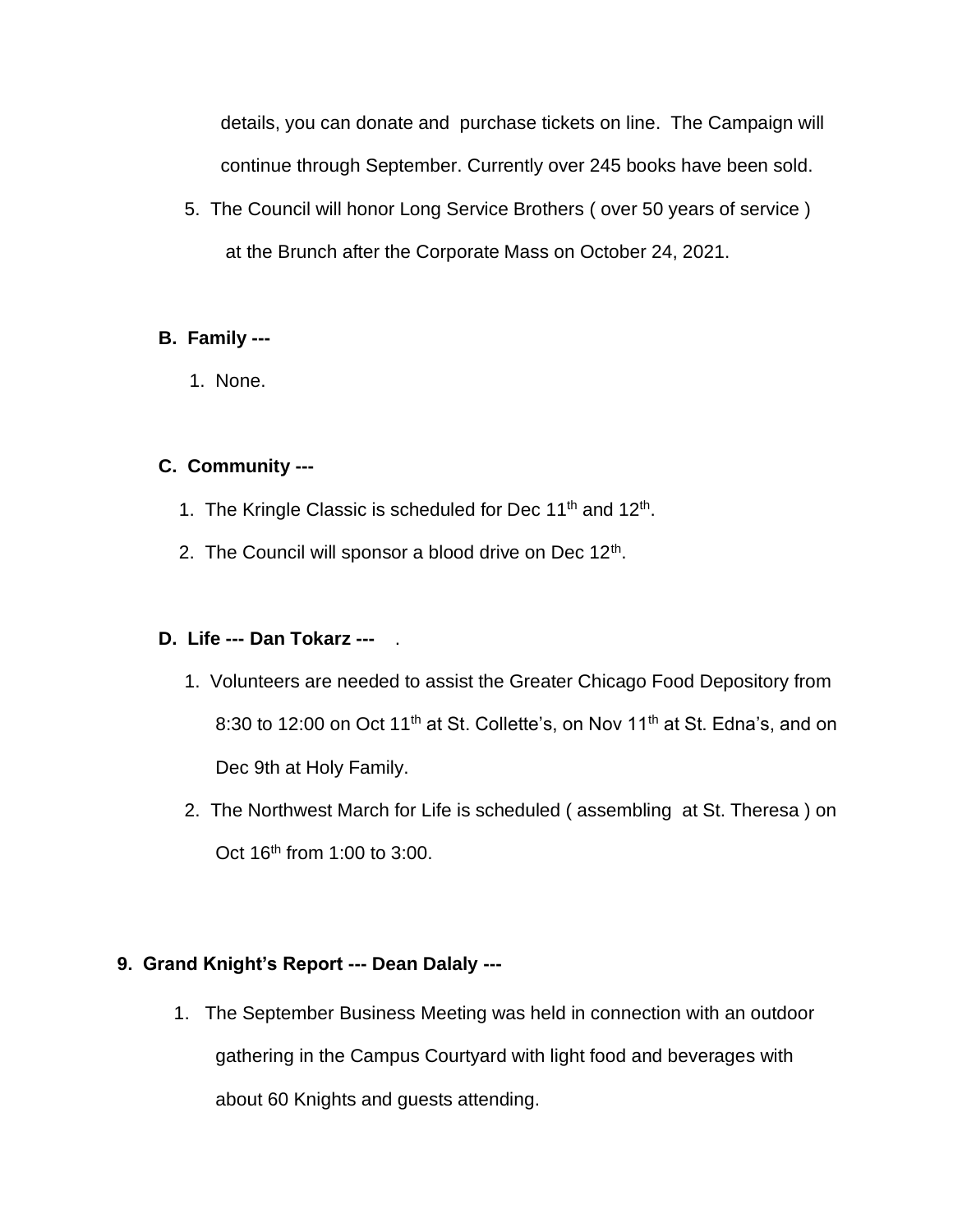details, you can donate and purchase tickets on line. The Campaign will continue through September. Currently over 245 books have been sold.

5. The Council will honor Long Service Brothers ( over 50 years of service ) at the Brunch after the Corporate Mass on October 24, 2021.

**B. Family ---**

1. None.

**C. Community ---**

1. The Kringle Classic is scheduled for Dec 11th and 12th.
2. The Council will sponsor a blood drive on Dec 12th.

**D. Life --- Dan Tokarz ---** .

1. Volunteers are needed to assist the Greater Chicago Food Depository from 8:30 to 12:00 on Oct 11th at St. Collette's, on Nov 11th at St. Edna's, and on Dec 9th at Holy Family.
2. The Northwest March for Life is scheduled ( assembling at St. Theresa ) on Oct 16th from 1:00 to 3:00.

**9. Grand Knight's Report --- Dean Dalaly ---**

1. The September Business Meeting was held in connection with an outdoor gathering in the Campus Courtyard with light food and beverages with about 60 Knights and guests attending.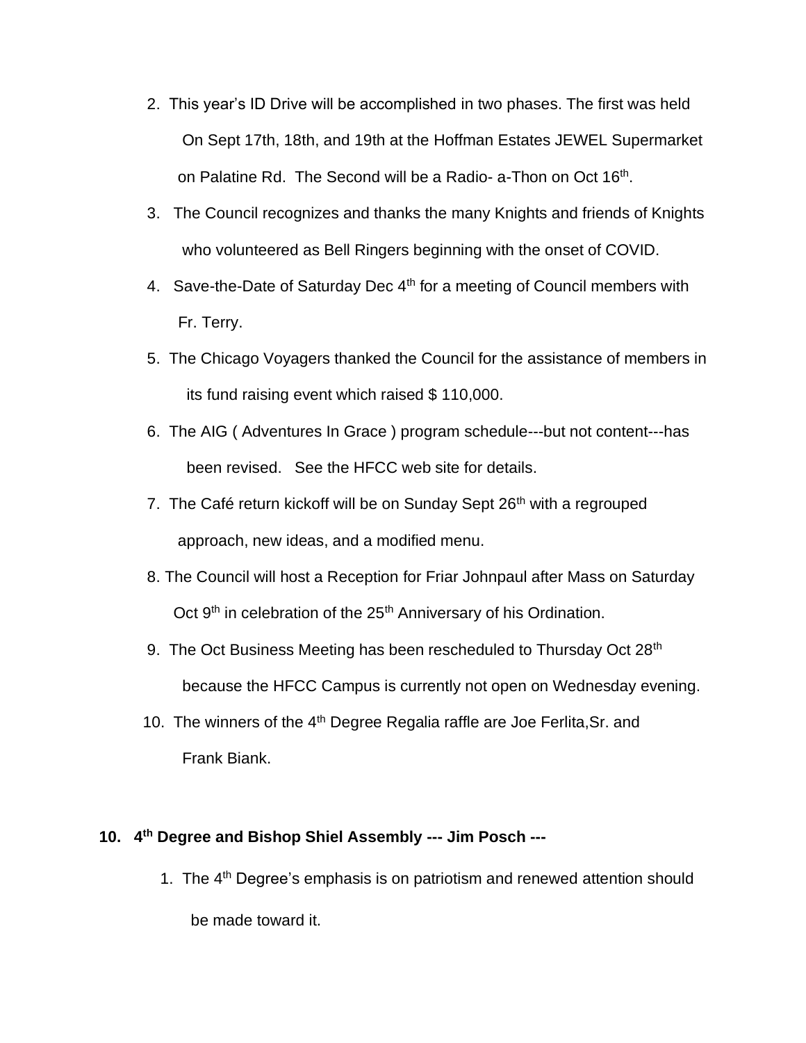2. This year's ID Drive will be accomplished in two phases. The first was held On Sept 17th, 18th, and 19th at the Hoffman Estates JEWEL Supermarket on Palatine Rd. The Second will be a Radio- a-Thon on Oct 16th.
3. The Council recognizes and thanks the many Knights and friends of Knights who volunteered as Bell Ringers beginning with the onset of COVID.
4. Save-the-Date of Saturday Dec 4th for a meeting of Council members with Fr. Terry.
5. The Chicago Voyagers thanked the Council for the assistance of members in its fund raising event which raised $ 110,000.
6. The AIG ( Adventures In Grace ) program schedule---but not content---has been revised. See the HFCC web site for details.
7. The Café return kickoff will be on Sunday Sept 26th with a regrouped approach, new ideas, and a modified menu.
8. The Council will host a Reception for Friar Johnpaul after Mass on Saturday Oct 9th in celebration of the 25th Anniversary of his Ordination.
9. The Oct Business Meeting has been rescheduled to Thursday Oct 28th because the HFCC Campus is currently not open on Wednesday evening.
10. The winners of the 4th Degree Regalia raffle are Joe Ferlita,Sr. and Frank Biank.

**10. 4th Degree and Bishop Shiel Assembly --- Jim Posch ---**

1. The 4th Degree's emphasis is on patriotism and renewed attention should be made toward it.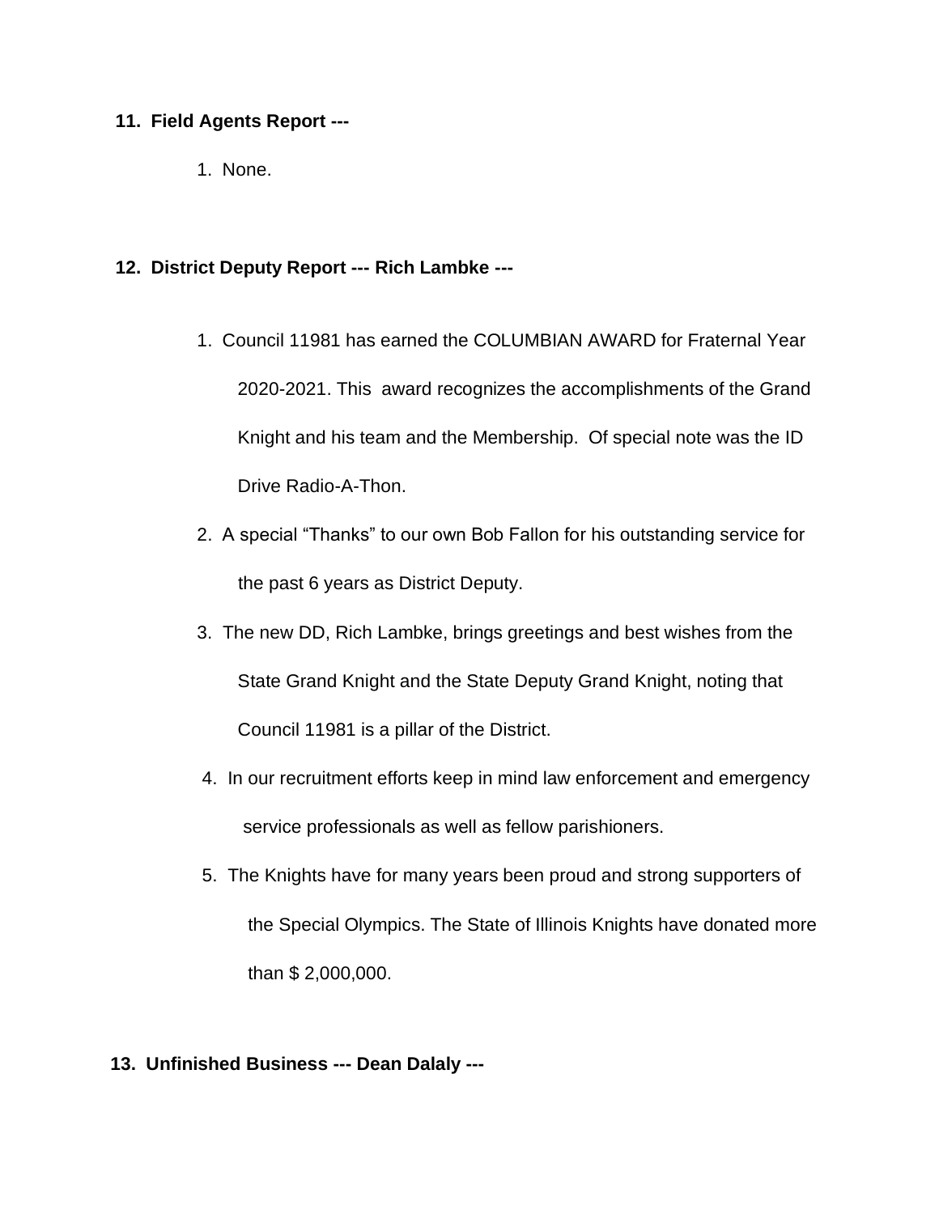**11. Field Agents Report ---**

1. None.

**12. District Deputy Report --- Rich Lambke ---**

1. Council 11981 has earned the COLUMBIAN AWARD for Fraternal Year 2020-2021. This award recognizes the accomplishments of the Grand Knight and his team and the Membership. Of special note was the ID Drive Radio-A-Thon.
2. A special “Thanks” to our own Bob Fallon for his outstanding service for the past 6 years as District Deputy.
3. The new DD, Rich Lambke, brings greetings and best wishes from the State Grand Knight and the State Deputy Grand Knight, noting that Council 11981 is a pillar of the District.
4. In our recruitment efforts keep in mind law enforcement and emergency service professionals as well as fellow parishioners.
5. The Knights have for many years been proud and strong supporters of the Special Olympics. The State of Illinois Knights have donated more than $ 2,000,000.

**13. Unfinished Business --- Dean Dalaly ---**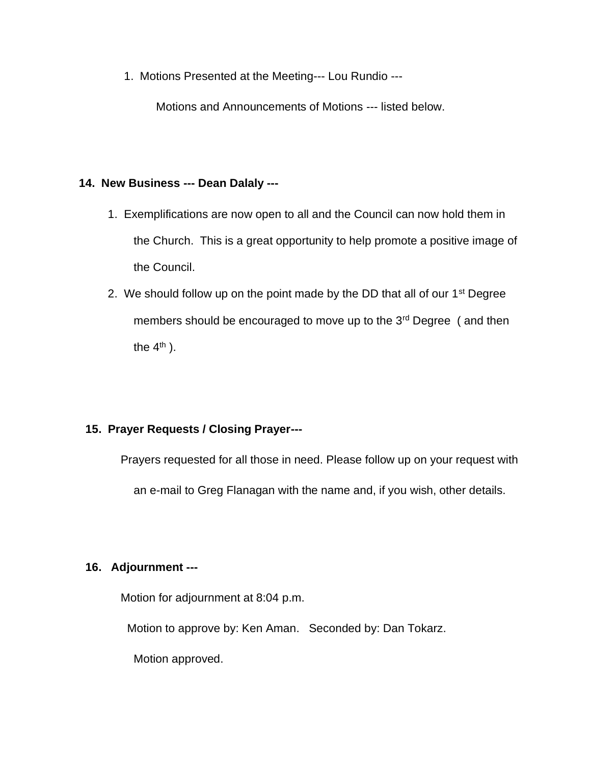1. Motions Presented at the Meeting--- Lou Rundio ---

   Motions and Announcements of Motions --- listed below.

**14. New Business --- Dean Dalaly ---**

1. Exemplifications are now open to all and the Council can now hold them in the Church. This is a great opportunity to help promote a positive image of the Council.
2. We should follow up on the point made by the DD that all of our 1st Degree members should be encouraged to move up to the 3rd Degree ( and then the 4th ).

**15. Prayer Requests / Closing Prayer---**

Prayers requested for all those in need. Please follow up on your request with an e-mail to Greg Flanagan with the name and, if you wish, other details.

**16. Adjournment ---**

Motion for adjournment at 8:04 p.m.

Motion to approve by: Ken Aman. Seconded by: Dan Tokarz.

Motion approved.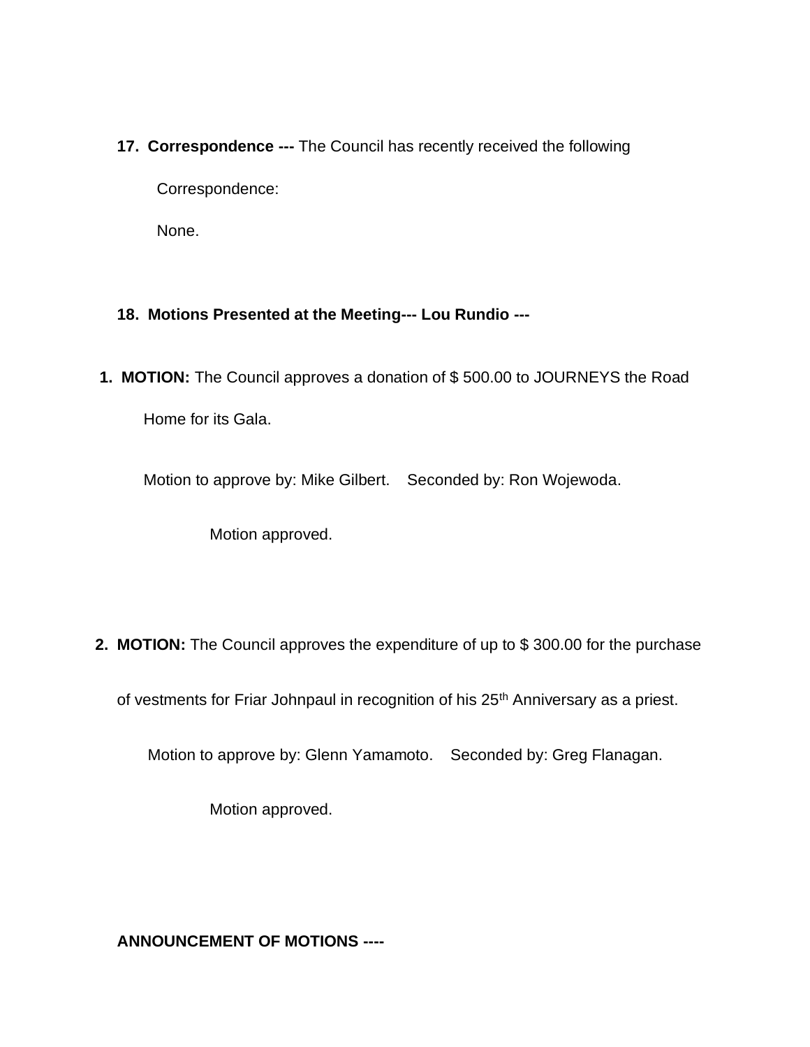**17. Correspondence ---** The Council has recently received the following

Correspondence:

None.

**18. Motions Presented at the Meeting--- Lou Rundio ---**

1. **MOTION:** The Council approves a donation of $ 500.00 to JOURNEYS the Road Home for its Gala.

   Motion to approve by: Mike Gilbert.    Seconded by: Ron Wojewoda.

   Motion approved.

2. **MOTION:** The Council approves the expenditure of up to $ 300.00 for the purchase of vestments for Friar Johnpaul in recognition of his 25th Anniversary as a priest.

   Motion to approve by: Glenn Yamamoto.    Seconded by: Greg Flanagan.

   Motion approved.

**ANNOUNCEMENT OF MOTIONS ----**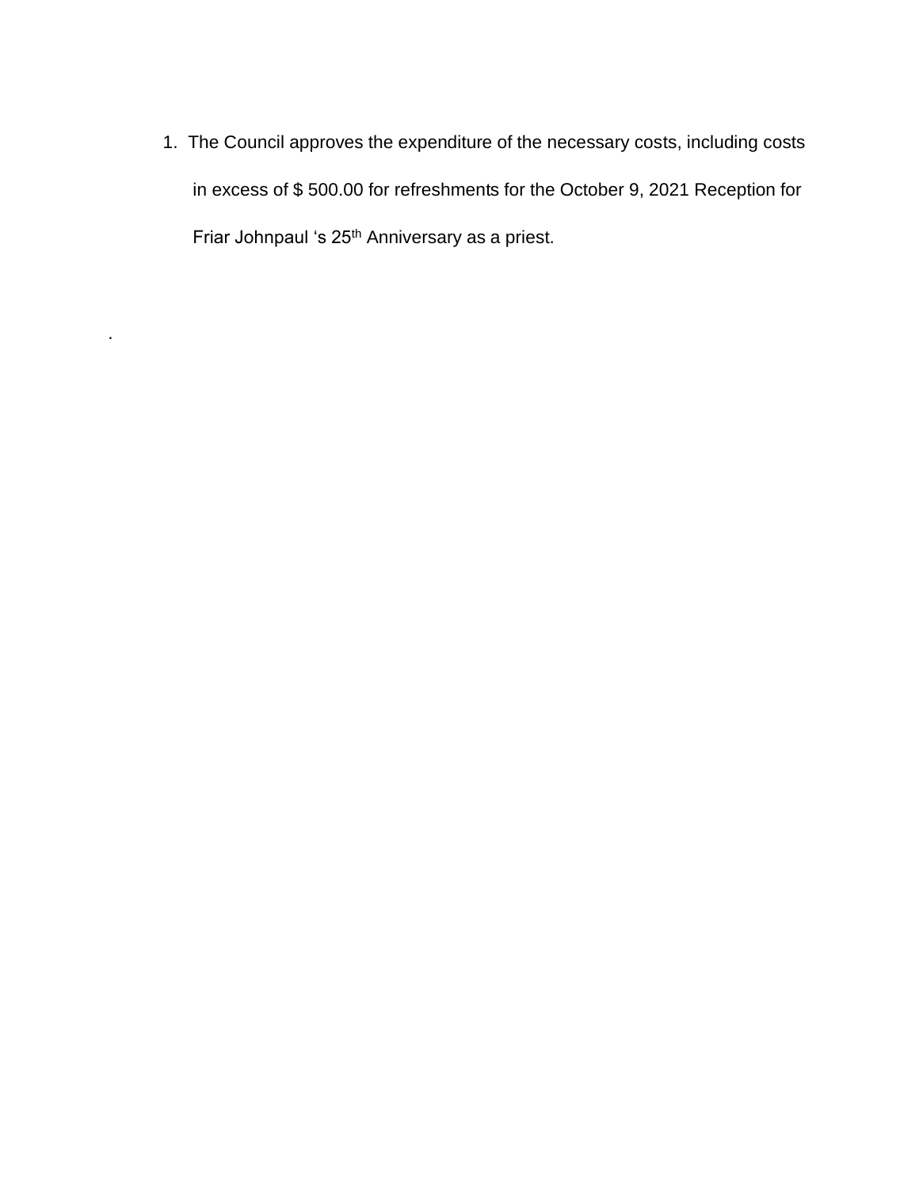1. The Council approves the expenditure of the necessary costs, including costs in excess of $ 500.00 for refreshments for the October 9, 2021 Reception for Friar Johnpaul 's 25th Anniversary as a priest.

.